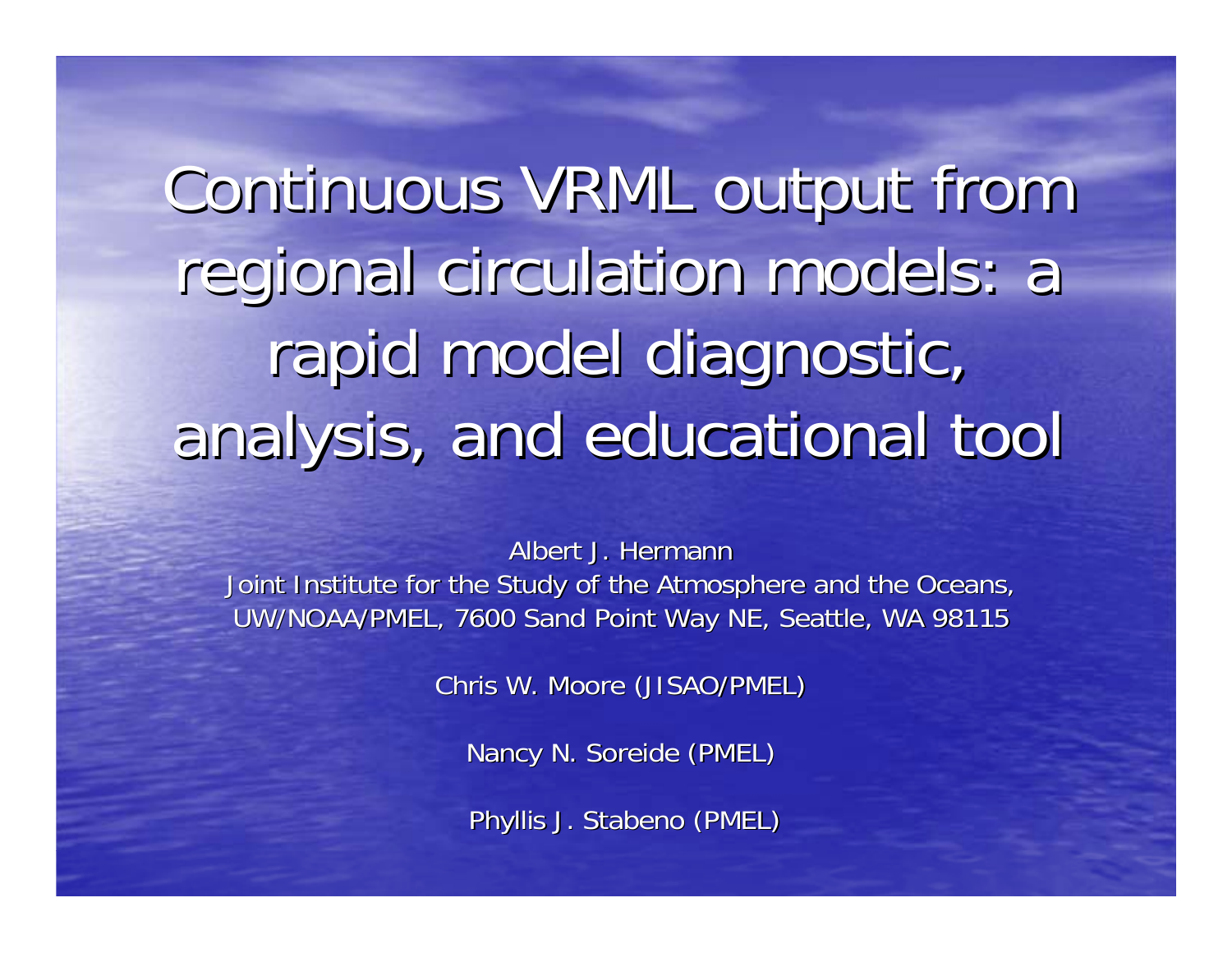# Continuous VRML output from regional circulation models: a rapid model diagnostic, analysis, and educational tool

Albert J. Hermann
Joint Institute for the Study of the Atmosphere and the Oceans,
UW/NOAA/PMEL, 7600 Sand Point Way NE, Seattle, WA 98115

Chris W. Moore (JISAO/PMEL)

Nancy N. Soreide (PMEL)

Phyllis J. Stabeno (PMEL)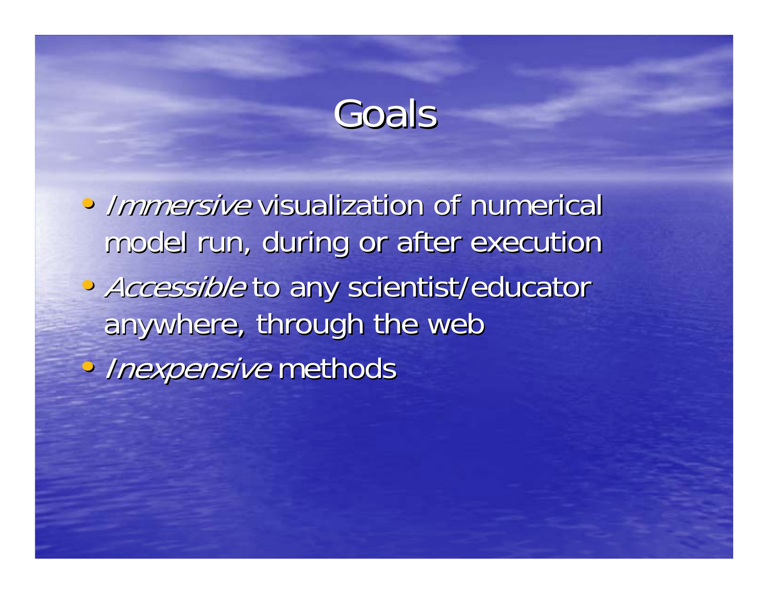# Goals

- *Immersive* visualization of numerical model run, during or after execution
- *Accessible* to any scientist/educator anywhere, through the web
- *Inexpensive* methods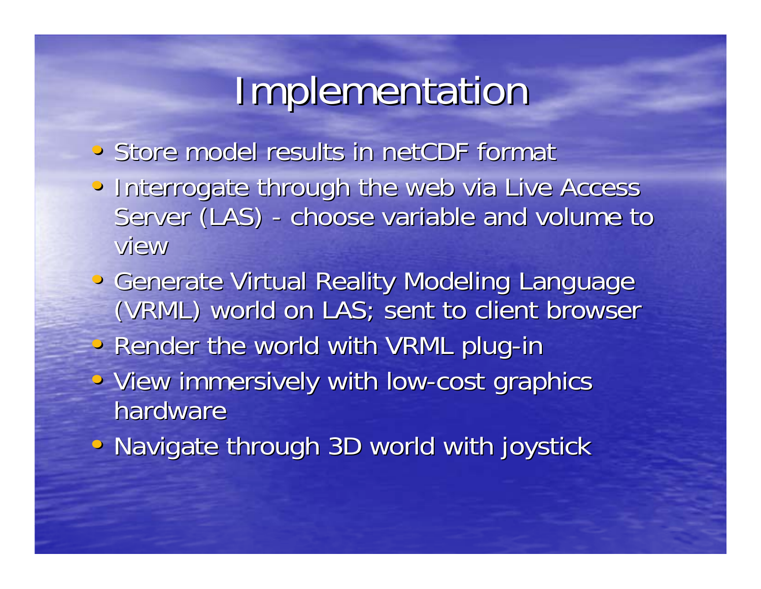# Implementation

- Store model results in netCDF format
- Interrogate through the web via Live Access Server (LAS) - choose variable and volume to view
- Generate Virtual Reality Modeling Language (VRML) world on LAS; sent to client browser
- Render the world with VRML plug-in
- View immersively with low-cost graphics hardware
- Navigate through 3D world with joystick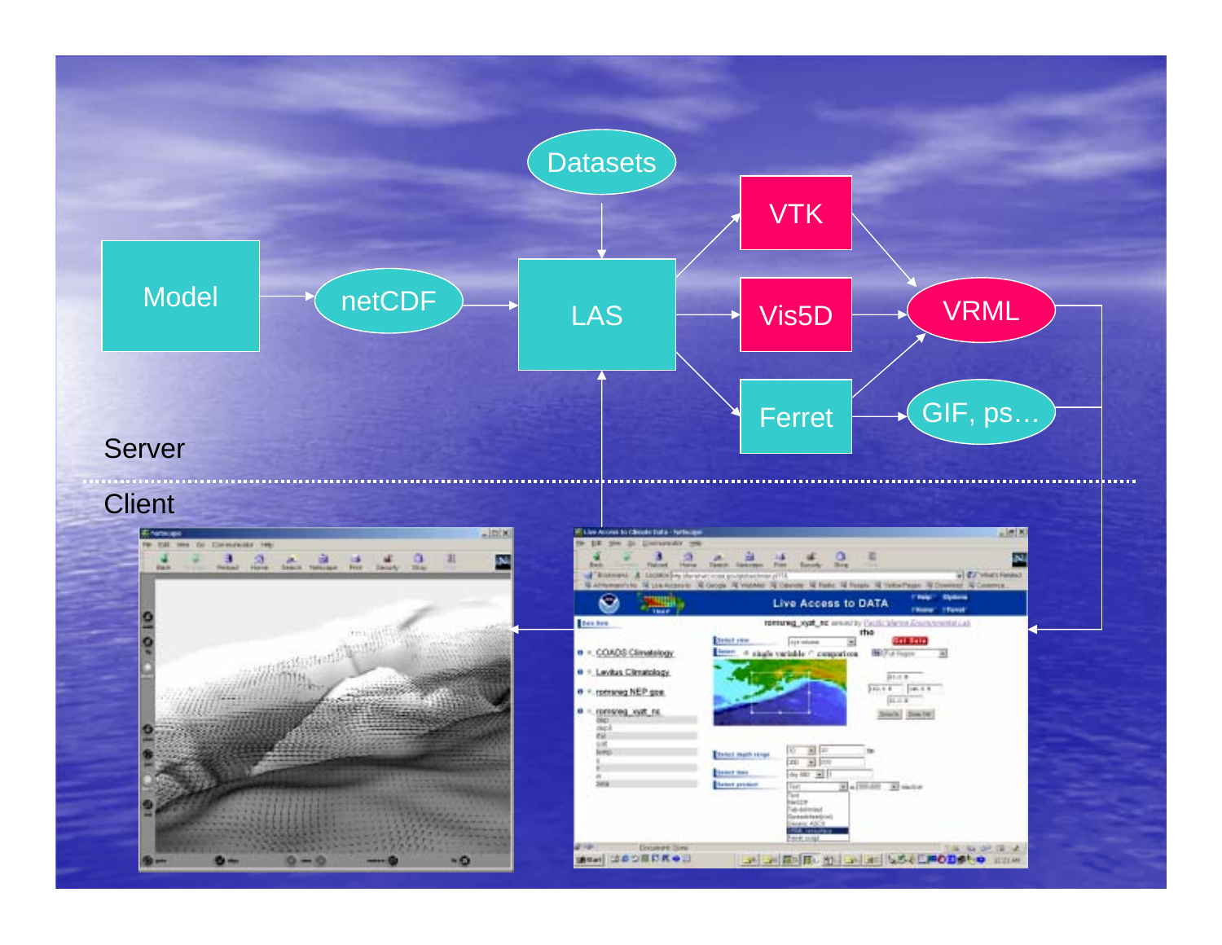Datasets

Model → netCDF → LAS

VTK

Vis5D

Ferret

VRML

GIF, ps…

Server

Client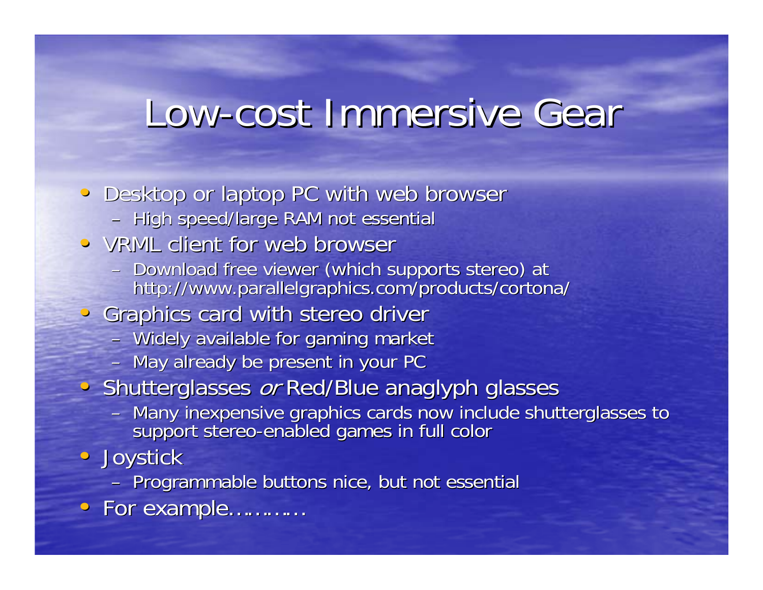# Low-cost Immersive Gear

- Desktop or laptop PC with web browser
  - High speed/large RAM not essential
- VRML client for web browser
  - Download free viewer (which supports stereo) at http://www.parallelgraphics.com/products/cortona/
- Graphics card with stereo driver
  - Widely available for gaming market
  - May already be present in your PC
- Shutterglasses *or* Red/Blue anaglyph glasses
  - Many inexpensive graphics cards now include shutterglasses to support stereo-enabled games in full color
- Joystick
  - Programmable buttons nice, but not essential
- For example…………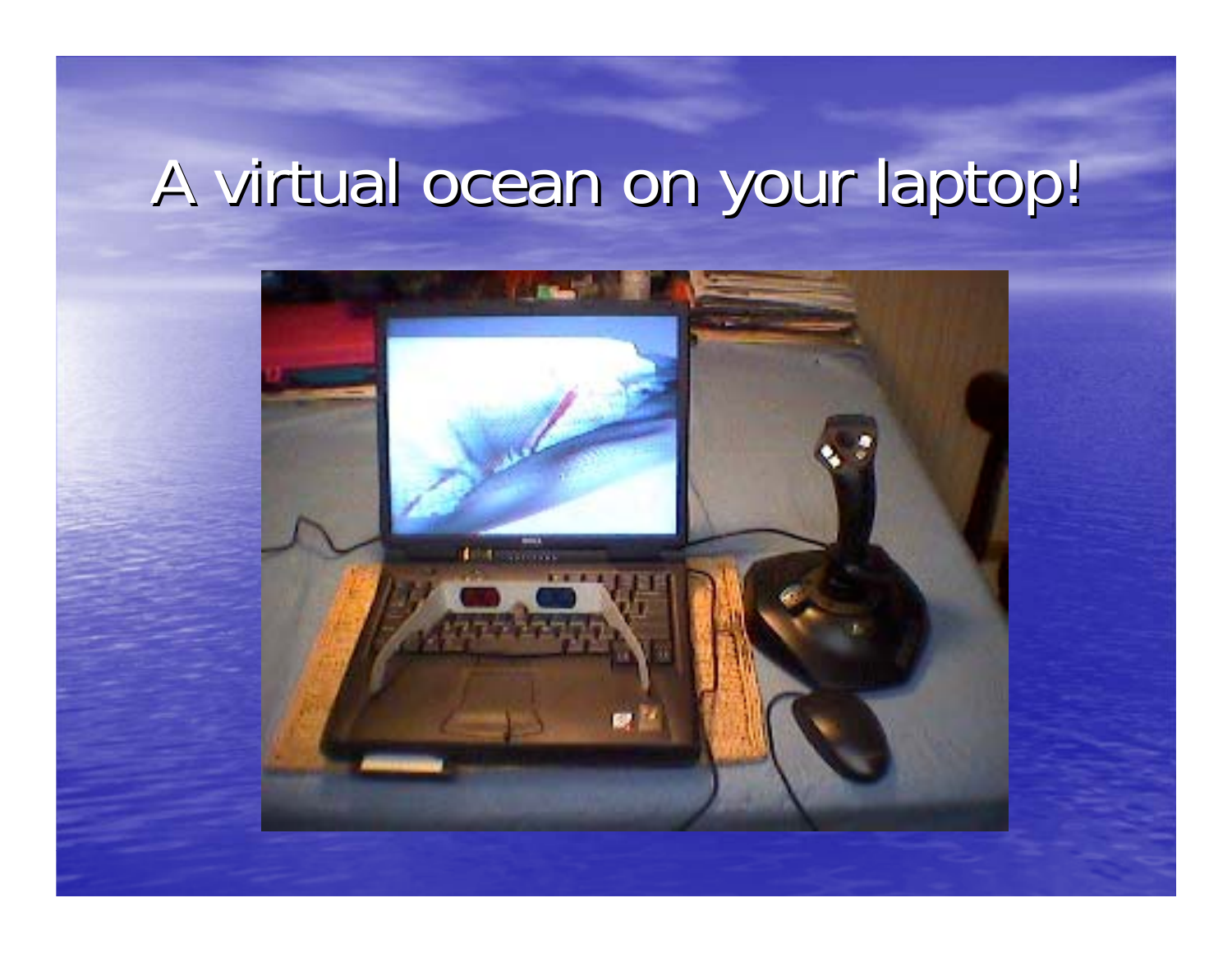# A virtual ocean on your laptop!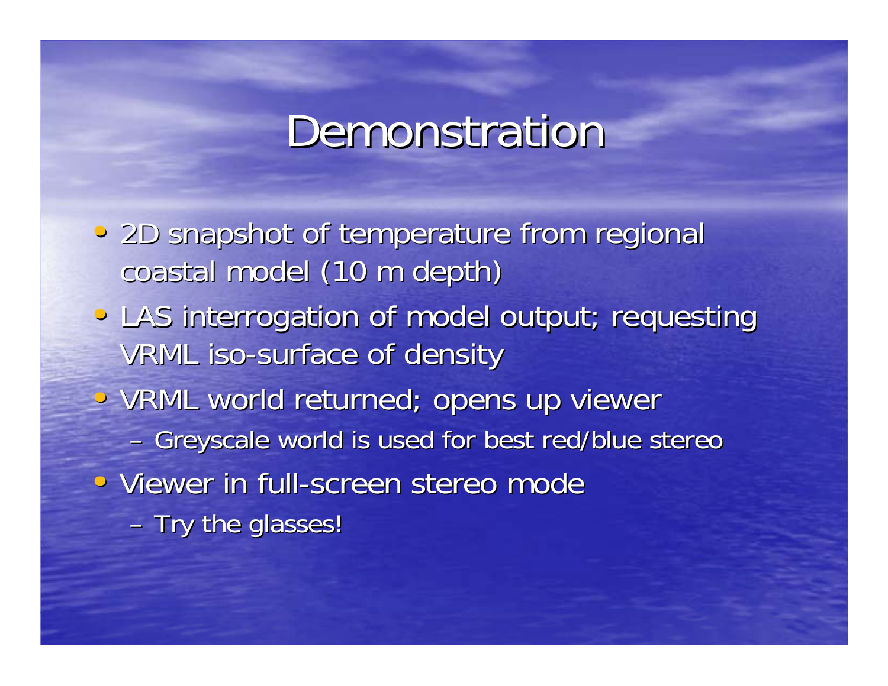# Demonstration

- 2D snapshot of temperature from regional coastal model (10 m depth)
- LAS interrogation of model output; requesting VRML iso-surface of density
- VRML world returned; opens up viewer
  - Greyscale world is used for best red/blue stereo
- Viewer in full-screen stereo mode
  - Try the glasses!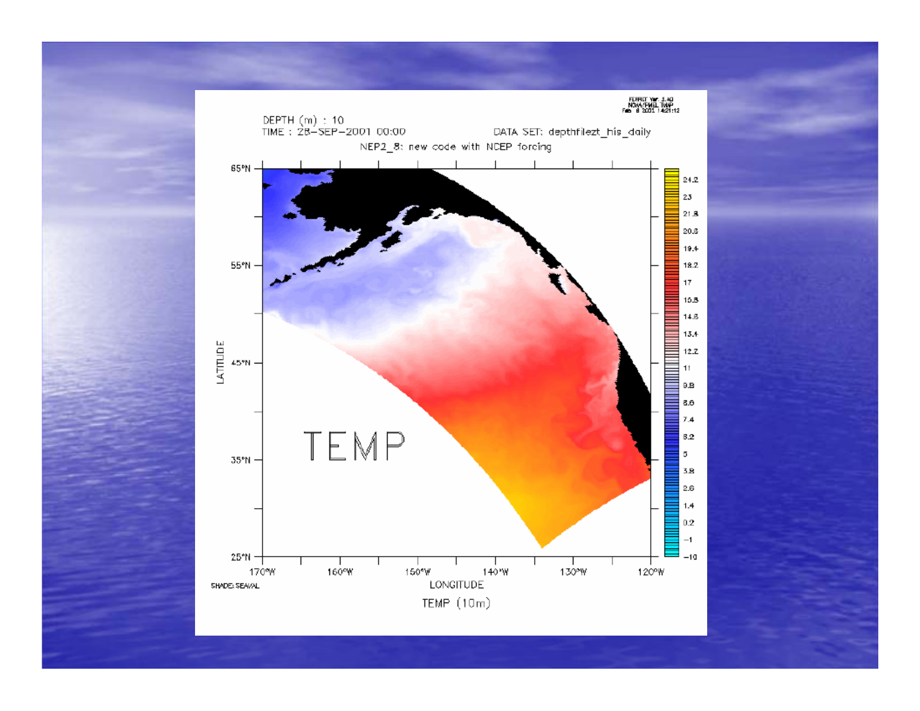DEPTH (m) : 10
TIME : 28-SEP-2001 00:00

DATA SET: depthfilezt_his_daily

NEP2_8: new code with NCEP forcing

FERRET Ver. 5.40
NOAA/PMEL TMAP
Feb 8 2002 14:21:12

TEMP

LATITUDE: 65°N, 55°N, 45°N, 35°N, 25°N

LONGITUDE: 170°W, 160°W, 150°W, 140°W, 130°W, 120°W

24.2, 23, 21.8, 20.6, 19.4, 18.2, 17, 15.8, 14.6, 13.4, 12.2, 11, 9.8, 8.6, 7.4, 6.2, 5, 3.8, 2.6, 1.4, 0.2, −1, −10

SHADE: SEAVAL

TEMP (10m)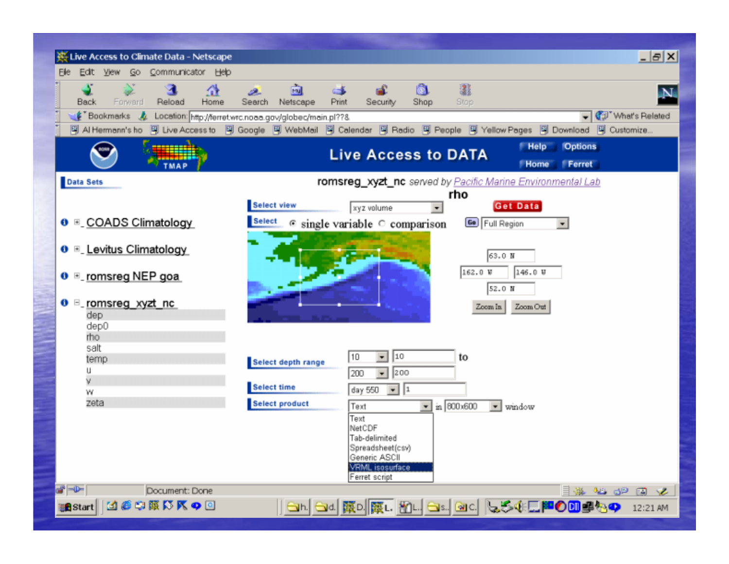Live Access to Climate Data - Netscape

File Edit View Go Communicator Help

Back Forward Reload Home Search Netscape Print Security Shop Stop

Bookmarks Location: http://ferret.wrc.noaa.gov/globec/main.pl??&

What's Related

Al Hermann's ho | Live Access to | Google | WebMail | Calendar | Radio | People | Yellow Pages | Download | Customize...

TMAP

# Live Access to DATA

Help | Options | Home | Ferret

**Data Sets**

romsreg_xyzt_nc *served by* *Pacific Marine Environmental Lab*

**rho**

- COADS Climatology
- Levitus Climatology
- romsreg NEP goa
- romsreg_xyzt_nc
  - dep
  - dep0
  - rho
  - salt
  - temp
  - u
  - v
  - w
  - zeta

**Select view**: xyz volume

**Get Data**

**Select**: single variable / comparison

Go | Full Region

63.0 N

162.0 W | 146.0 W

52.0 N

Zoom In | Zoom Out

**Select depth range**: 10 | 10 to 200 | 200

**Select time**: day 550 | 1

**Select product**: Text in 800x600 window

- Text
- NetCDF
- Tab-delimited
- Spreadsheet(csv)
- Generic ASCII
- VRML isosurface
- Ferret script

Document: Done

Start 12:21 AM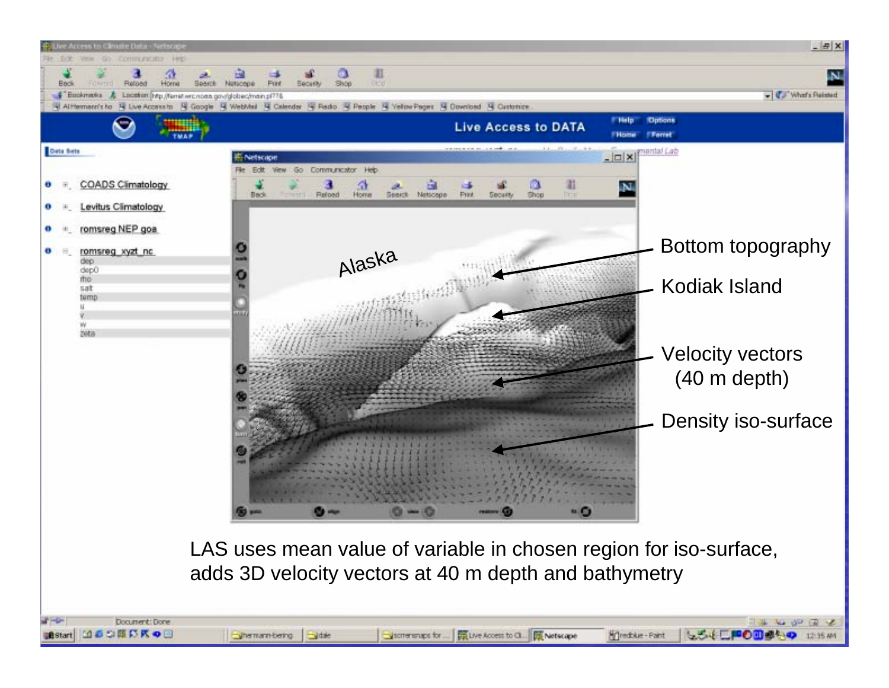Bottom topography

Kodiak Island

Velocity vectors (40 m depth)

Density iso-surface

LAS uses mean value of variable in chosen region for iso-surface, adds 3D velocity vectors at 40 m depth and bathymetry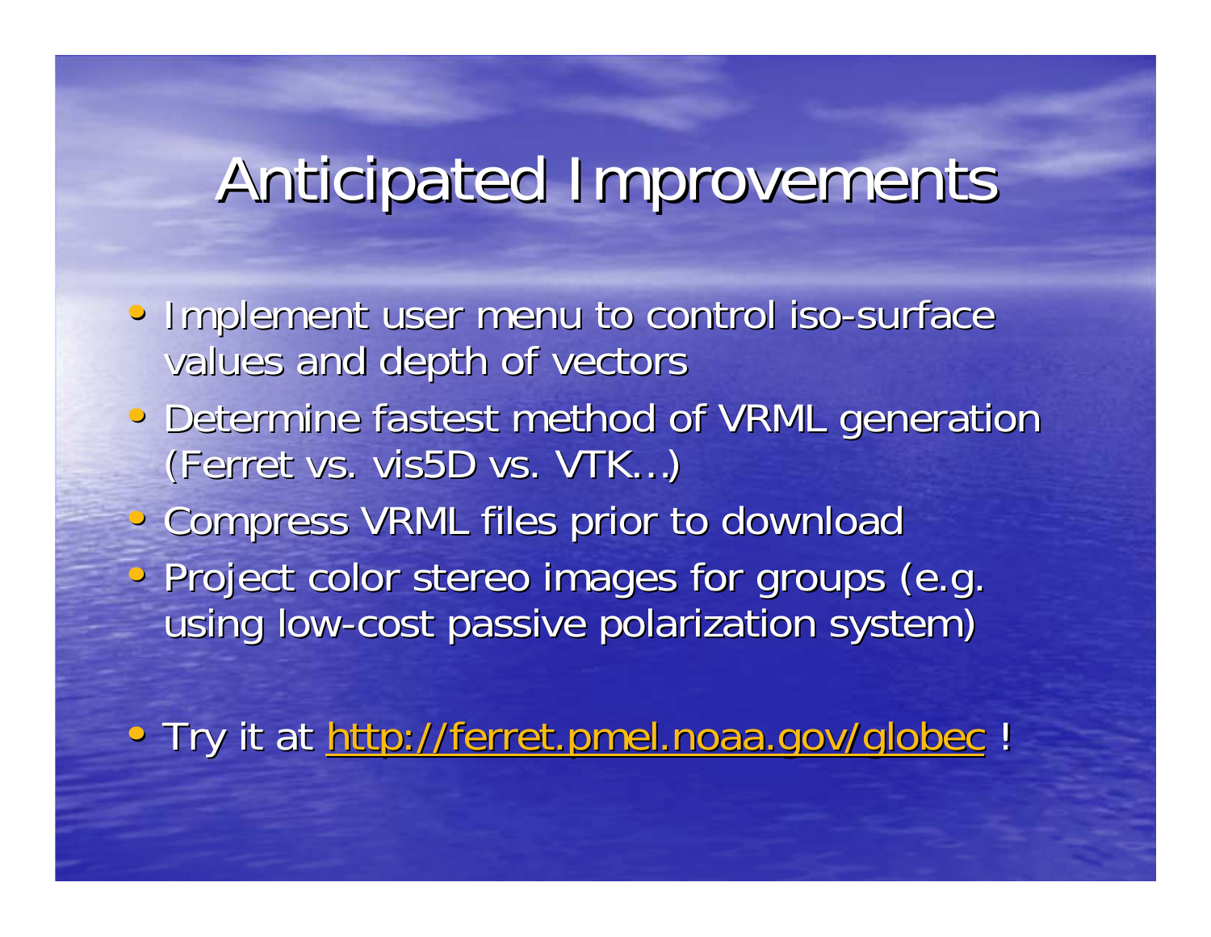# Anticipated Improvements

- Implement user menu to control iso-surface values and depth of vectors
- Determine fastest method of VRML generation (Ferret vs. vis5D vs. VTK…)
- Compress VRML files prior to download
- Project color stereo images for groups (e.g. using low-cost passive polarization system)

- Try it at http://ferret.pmel.noaa.gov/globec !